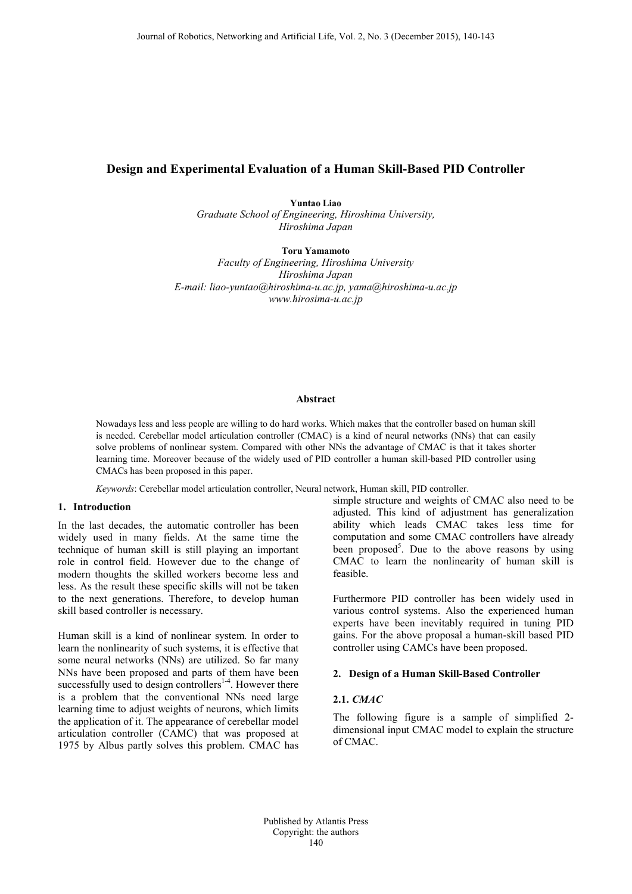# Design and Experimental Evaluation of a Human Skill-Based PID Controller

**Yuntao Liao**

*Graduate School of Engineering, Hiroshima University, Hiroshima Japan*

**Toru Yamamoto**

*Faculty of Engineering, Hiroshima University*
*Hiroshima Japan*
*E-mail: liao-yuntao@hiroshima-u.ac.jp, yama@hiroshima-u.ac.jp*
*www.hirosima-u.ac.jp*

## Abstract

Nowadays less and less people are willing to do hard works. Which makes that the controller based on human skill is needed. Cerebellar model articulation controller (CMAC) is a kind of neural networks (NNs) that can easily solve problems of nonlinear system. Compared with other NNs the advantage of CMAC is that it takes shorter learning time. Moreover because of the widely used of PID controller a human skill-based PID controller using CMACs has been proposed in this paper.

*Keywords*: Cerebellar model articulation controller, Neural network, Human skill, PID controller.

## 1. Introduction

In the last decades, the automatic controller has been widely used in many fields. At the same time the technique of human skill is still playing an important role in control field. However due to the change of modern thoughts the skilled workers become less and less. As the result these specific skills will not be taken to the next generations. Therefore, to develop human skill based controller is necessary.

Human skill is a kind of nonlinear system. In order to learn the nonlinearity of such systems, it is effective that some neural networks (NNs) are utilized. So far many NNs have been proposed and parts of them have been successfully used to design controllers[1-4]. However there is a problem that the conventional NNs need large learning time to adjust weights of neurons, which limits the application of it. The appearance of cerebellar model articulation controller (CAMC) that was proposed at 1975 by Albus partly solves this problem. CMAC has simple structure and weights of CMAC also need to be adjusted. This kind of adjustment has generalization ability which leads CMAC takes less time for computation and some CMAC controllers have already been proposed[5]. Due to the above reasons by using CMAC to learn the nonlinearity of human skill is feasible.

Furthermore PID controller has been widely used in various control systems. Also the experienced human experts have been inevitably required in tuning PID gains. For the above proposal a human-skill based PID controller using CAMCs have been proposed.

## 2. Design of a Human Skill-Based Controller

### 2.1. *CMAC*

The following figure is a sample of simplified 2-dimensional input CMAC model to explain the structure of CMAC.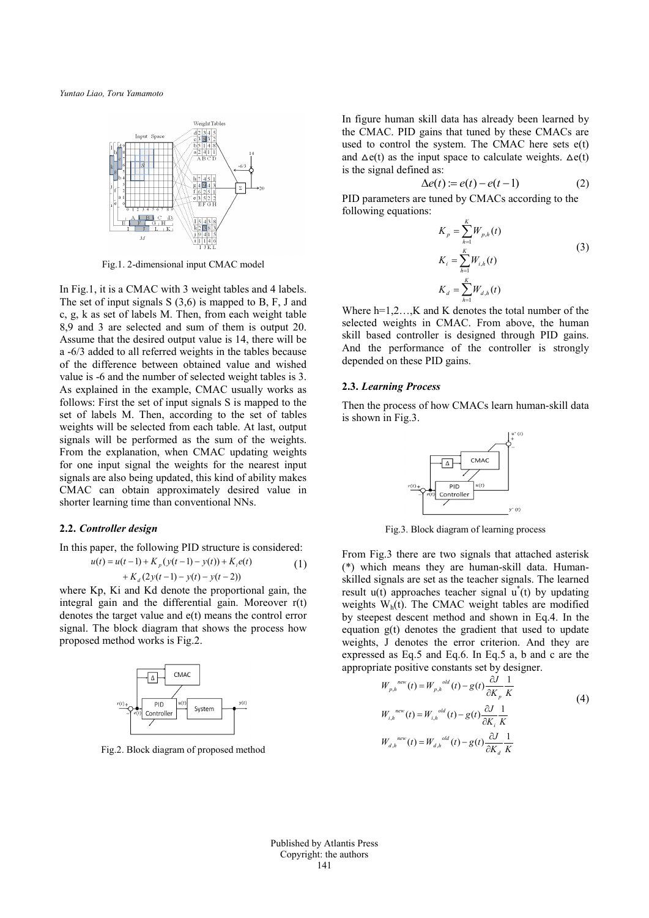Fig.1. 2-dimensional input CMAC model

In Fig.1, it is a CMAC with 3 weight tables and 4 labels. The set of input signals S (3,6) is mapped to B, F, J and c, g, k as set of labels M. Then, from each weight table 8,9 and 3 are selected and sum of them is output 20. Assume that the desired output value is 14, there will be a -6/3 added to all referred weights in the tables because of the difference between obtained value and wished value is -6 and the number of selected weight tables is 3. As explained in the example, CMAC usually works as follows: First the set of input signals S is mapped to the set of labels M. Then, according to the set of tables weights will be selected from each table. At last, output signals will be performed as the sum of the weights. From the explanation, when CMAC updating weights for one input signal the weights for the nearest input signals are also being updated, this kind of ability makes CMAC can obtain approximately desired value in shorter learning time than conventional NNs.

## 2.2. *Controller design*

In this paper, the following PID structure is considered:

$$u(t) = u(t-1) + K_p(y(t-1) - y(t)) + K_i e(t) + K_d(2y(t-1) - y(t) - y(t-2)) \tag{1}$$

where Kp, Ki and Kd denote the proportional gain, the integral gain and the differential gain. Moreover r(t) denotes the target value and e(t) means the control error signal. The block diagram that shows the process how proposed method works is Fig.2.

Fig.2. Block diagram of proposed method

In figure human skill data has already been learned by the CMAC. PID gains that tuned by these CMACs are used to control the system. The CMAC here sets e(t) and $\Delta e(t)$ as the input space to calculate weights. $\Delta e(t)$ is the signal defined as:

$$\Delta e(t) := e(t) - e(t-1) \tag{2}$$

PID parameters are tuned by CMACs according to the following equations:

$$K_p = \sum_{h=1}^{K} W_{p,h}(t)$$
$$K_i = \sum_{h=1}^{K} W_{i,h}(t) \tag{3}$$
$$K_d = \sum_{h=1}^{K} W_{d,h}(t)$$

Where h=1,2…,K and K denotes the total number of the selected weights in CMAC. From above, the human skill based controller is designed through PID gains. And the performance of the controller is strongly depended on these PID gains.

## 2.3. *Learning Process*

Then the process of how CMACs learn human-skill data is shown in Fig.3.

Fig.3. Block diagram of learning process

From Fig.3 there are two signals that attached asterisk (*) which means they are human-skill data. Human-skilled signals are set as the teacher signals. The learned result u(t) approaches teacher signal $u^*(t)$ by updating weights $W_h(t)$. The CMAC weight tables are modified by steepest descent method and shown in Eq.4. In the equation g(t) denotes the gradient that used to update weights, J denotes the error criterion. And they are expressed as Eq.5 and Eq.6. In Eq.5 a, b and c are the appropriate positive constants set by designer.

$$W_{p,h}^{new}(t) = W_{p,h}^{old}(t) - g(t)\frac{\partial J}{\partial K_p}\frac{1}{K}$$
$$W_{i,h}^{new}(t) = W_{i,h}^{old}(t) - g(t)\frac{\partial J}{\partial K_i}\frac{1}{K} \tag{4}$$
$$W_{d,h}^{new}(t) = W_{d,h}^{old}(t) - g(t)\frac{\partial J}{\partial K_d}\frac{1}{K}$$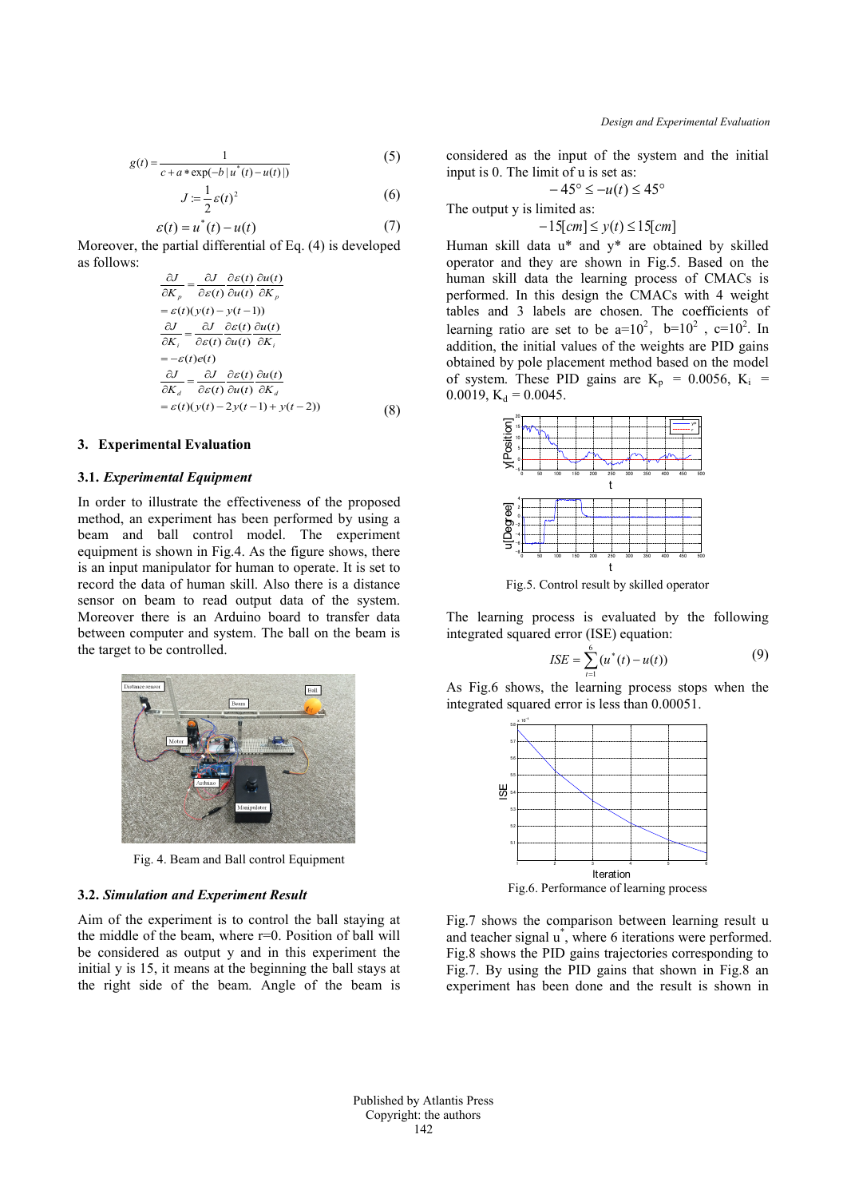$$g(t) = \frac{1}{c + a * \exp(-b\,|\,u^*(t) - u(t)\,|)} \tag{5}$$

$$J := \frac{1}{2}\varepsilon(t)^2 \tag{6}$$

$$\varepsilon(t) = u^*(t) - u(t) \tag{7}$$

Moreover, the partial differential of Eq. (4) is developed as follows:

$$\begin{aligned}
\frac{\partial J}{\partial K_p} &= \frac{\partial J}{\partial \varepsilon(t)}\frac{\partial \varepsilon(t)}{\partial u(t)}\frac{\partial u(t)}{\partial K_p} \\
&= \varepsilon(t)(y(t) - y(t-1)) \\
\frac{\partial J}{\partial K_i} &= \frac{\partial J}{\partial \varepsilon(t)}\frac{\partial \varepsilon(t)}{\partial u(t)}\frac{\partial u(t)}{\partial K_i} \\
&= -\varepsilon(t)e(t) \\
\frac{\partial J}{\partial K_d} &= \frac{\partial J}{\partial \varepsilon(t)}\frac{\partial \varepsilon(t)}{\partial u(t)}\frac{\partial u(t)}{\partial K_d} \\
&= \varepsilon(t)(y(t) - 2y(t-1) + y(t-2))
\end{aligned} \tag{8}$$

## 3. Experimental Evaluation

### 3.1. *Experimental Equipment*

In order to illustrate the effectiveness of the proposed method, an experiment has been performed by using a beam and ball control model. The experiment equipment is shown in Fig.4. As the figure shows, there is an input manipulator for human to operate. It is set to record the data of human skill. Also there is a distance sensor on beam to read output data of the system. Moreover there is an Arduino board to transfer data between computer and system. The ball on the beam is the target to be controlled.

Fig. 4. Beam and Ball control Equipment

### 3.2. *Simulation and Experiment Result*

Aim of the experiment is to control the ball staying at the middle of the beam, where r=0. Position of ball will be considered as output y and in this experiment the initial y is 15, it means at the beginning the ball stays at the right side of the beam. Angle of the beam is considered as the input of the system and the initial input is 0. The limit of u is set as:

$$-45^\circ \le -u(t) \le 45^\circ$$

The output y is limited as:

$$-15[cm] \le y(t) \le 15[cm]$$

Human skill data u* and y* are obtained by skilled operator and they are shown in Fig.5. Based on the human skill data the learning process of CMACs is performed. In this design the CMACs with 4 weight tables and 3 labels are chosen. The coefficients of learning ratio are set to be $a=10^2$, $b=10^2$, $c=10^2$. In addition, the initial values of the weights are PID gains obtained by pole placement method based on the model of system. These PID gains are $K_p = 0.0056$, $K_i = 0.0019$, $K_d = 0.0045$.

Fig.5. Control result by skilled operator

The learning process is evaluated by the following integrated squared error (ISE) equation:

$$ISE = \sum_{t=1}^{6}(u^*(t) - u(t)) \tag{9}$$

As Fig.6 shows, the learning process stops when the integrated squared error is less than 0.00051.

Fig.6. Performance of learning process

Fig.7 shows the comparison between learning result u and teacher signal u*, where 6 iterations were performed. Fig.8 shows the PID gains trajectories corresponding to Fig.7. By using the PID gains that shown in Fig.8 an experiment has been done and the result is shown in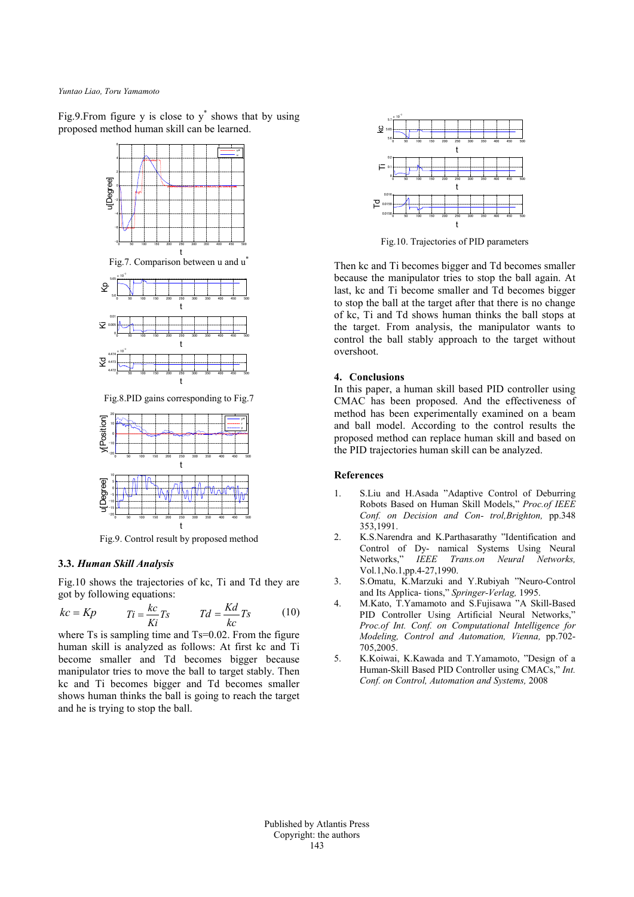Fig.9.From figure y is close to $y^*$ shows that by using proposed method human skill can be learned.

Fig.7. Comparison between u and $u^*$

Fig.8.PID gains corresponding to Fig.7

Fig.9. Control result by proposed method

### 3.3. *Human Skill Analysis*

Fig.10 shows the trajectories of kc, Ti and Td they are got by following equations:

$$kc = Kp \qquad Ti = \frac{kc}{Ki}Ts \qquad Td = \frac{Kd}{kc}Ts \tag{10}$$

where Ts is sampling time and Ts=0.02. From the figure human skill is analyzed as follows: At first kc and Ti become smaller and Td becomes bigger because manipulator tries to move the ball to target stably. Then kc and Ti becomes bigger and Td becomes smaller shows human thinks the ball is going to reach the target and he is trying to stop the ball.

Fig.10. Trajectories of PID parameters

Then kc and Ti becomes bigger and Td becomes smaller because the manipulator tries to stop the ball again. At last, kc and Ti become smaller and Td becomes bigger to stop the ball at the target after that there is no change of kc, Ti and Td shows human thinks the ball stops at the target. From analysis, the manipulator wants to control the ball stably approach to the target without overshoot.

## 4. Conclusions

In this paper, a human skill based PID controller using CMAC has been proposed. And the effectiveness of method has been experimentally examined on a beam and ball model. According to the control results the proposed method can replace human skill and based on the PID trajectories human skill can be analyzed.

## References

1. S.Liu and H.Asada "Adaptive Control of Deburring Robots Based on Human Skill Models," *Proc.of IEEE Conf. on Decision and Con- trol,Brighton,* pp.348 353,1991.
2. K.S.Narendra and K.Parthasarathy "Identification and Control of Dy- namical Systems Using Neural Networks," *IEEE Trans.on Neural Networks,* Vol.1,No.1,pp.4-27,1990.
3. S.Omatu, K.Marzuki and Y.Rubiyah "Neuro-Control and Its Applica- tions," *Springer-Verlag,* 1995.
4. M.Kato, T.Yamamoto and S.Fujisawa "A Skill-Based PID Controller Using Artificial Neural Networks," *Proc.of Int. Conf. on Computational Intelligence for Modeling, Control and Automation, Vienna,* pp.702-705,2005.
5. K.Koiwai, K.Kawada and T.Yamamoto, "Design of a Human-Skill Based PID Controller using CMACs," *Int. Conf. on Control, Automation and Systems,* 2008